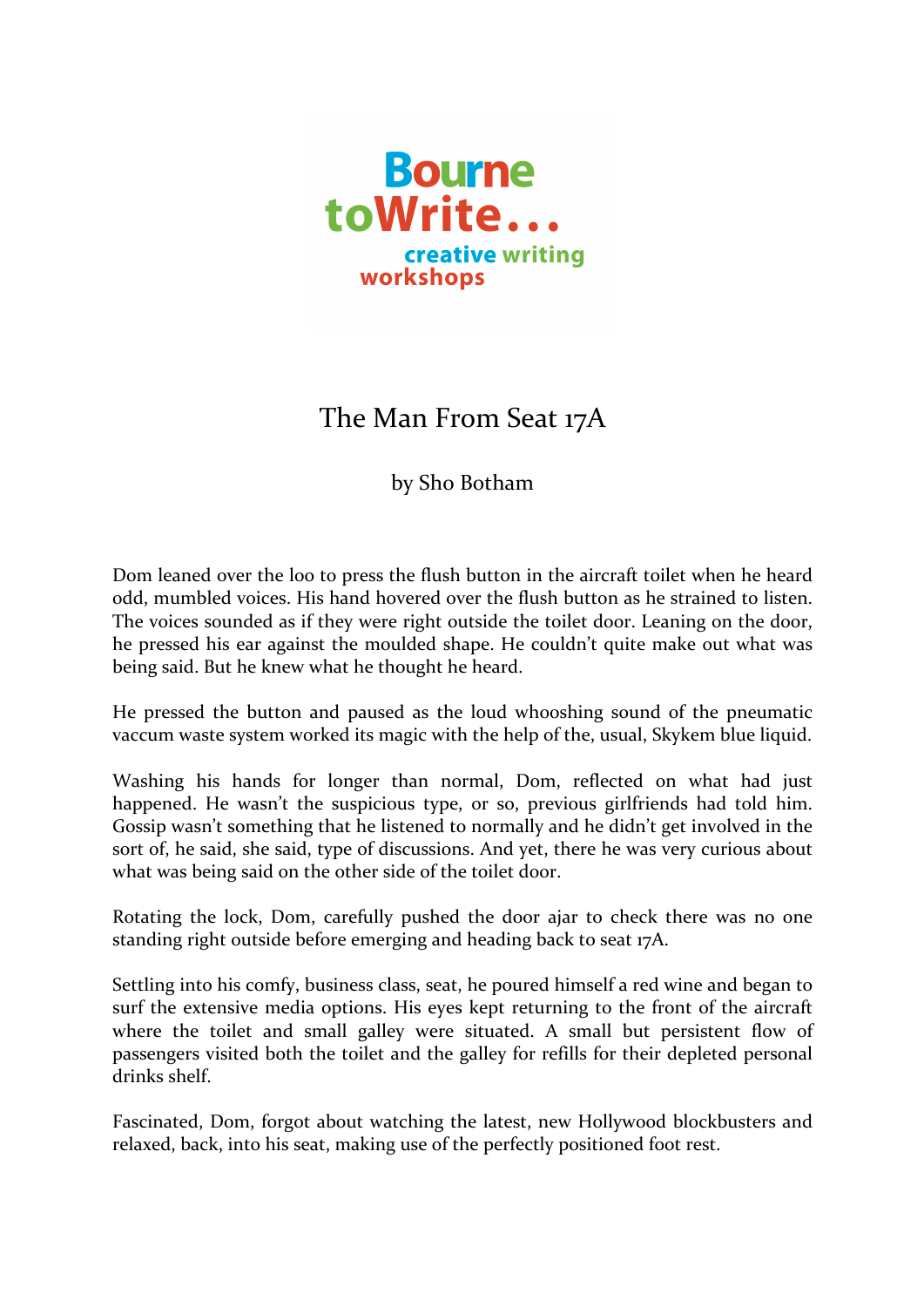Bourne toWrite... creative writing workshops

# The Man From Seat 17A

by Sho Botham

Dom leaned over the loo to press the flush button in the aircraft toilet when he heard odd, mumbled voices. His hand hovered over the flush button as he strained to listen. The voices sounded as if they were right outside the toilet door. Leaning on the door, he pressed his ear against the moulded shape. He couldn't quite make out what was being said. But he knew what he thought he heard.

He pressed the button and paused as the loud whooshing sound of the pneumatic vaccum waste system worked its magic with the help of the, usual, Skykem blue liquid.

Washing his hands for longer than normal, Dom, reflected on what had just happened. He wasn't the suspicious type, or so, previous girlfriends had told him. Gossip wasn't something that he listened to normally and he didn't get involved in the sort of, he said, she said, type of discussions. And yet, there he was very curious about what was being said on the other side of the toilet door.

Rotating the lock, Dom, carefully pushed the door ajar to check there was no one standing right outside before emerging and heading back to seat 17A.

Settling into his comfy, business class, seat, he poured himself a red wine and began to surf the extensive media options. His eyes kept returning to the front of the aircraft where the toilet and small galley were situated. A small but persistent flow of passengers visited both the toilet and the galley for refills for their depleted personal drinks shelf.

Fascinated, Dom, forgot about watching the latest, new Hollywood blockbusters and relaxed, back, into his seat, making use of the perfectly positioned foot rest.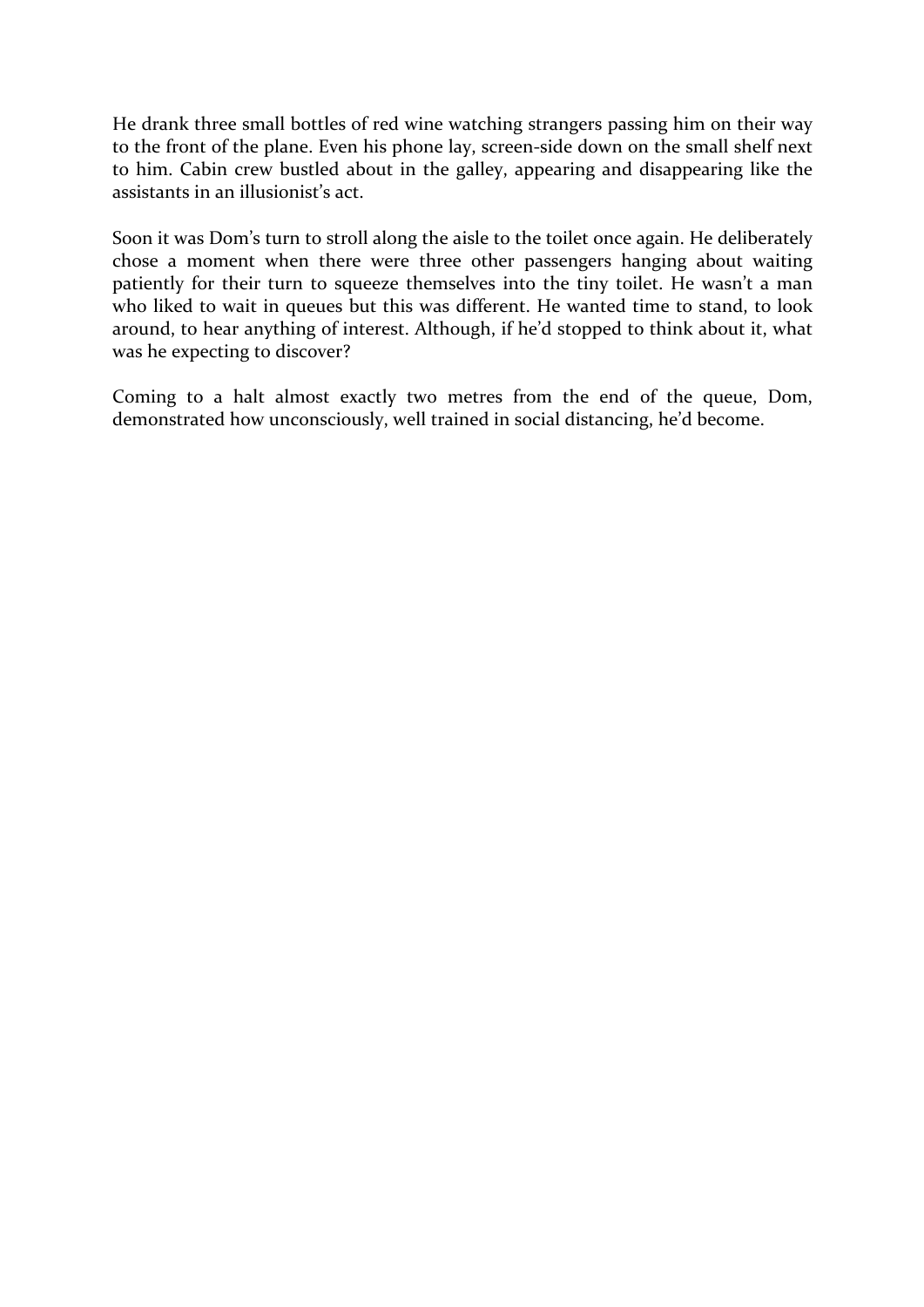He drank three small bottles of red wine watching strangers passing him on their way to the front of the plane. Even his phone lay, screen-side down on the small shelf next to him. Cabin crew bustled about in the galley, appearing and disappearing like the assistants in an illusionist's act.

Soon it was Dom's turn to stroll along the aisle to the toilet once again. He deliberately chose a moment when there were three other passengers hanging about waiting patiently for their turn to squeeze themselves into the tiny toilet. He wasn't a man who liked to wait in queues but this was different. He wanted time to stand, to look around, to hear anything of interest. Although, if he'd stopped to think about it, what was he expecting to discover?

Coming to a halt almost exactly two metres from the end of the queue, Dom, demonstrated how unconsciously, well trained in social distancing, he'd become.